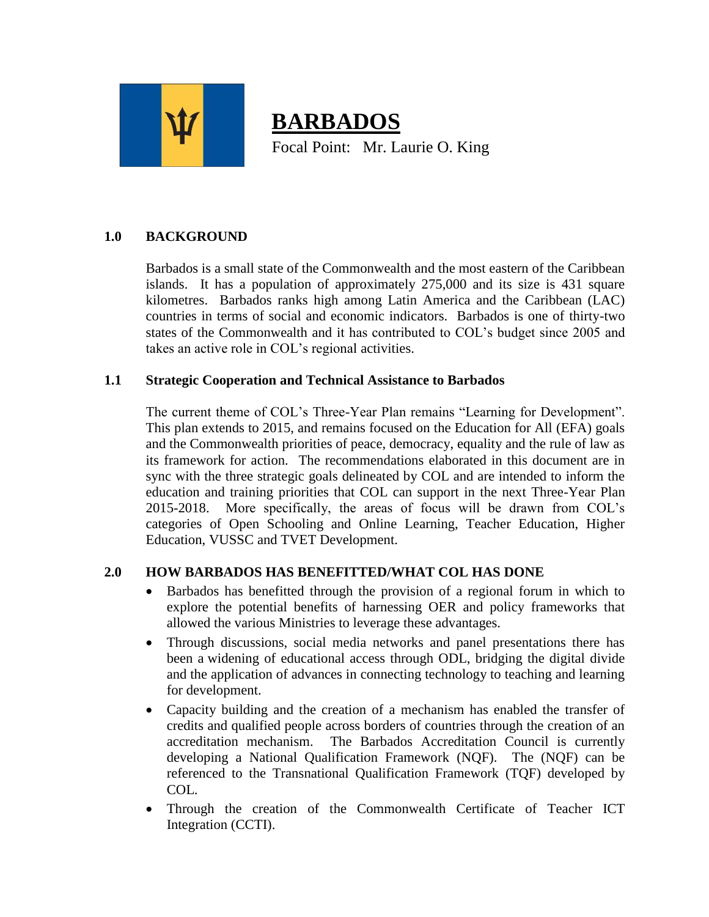# BARBADOS

Focal Point: Mr. Laurie O. King

## 1.0 BACKGROUND

Barbados is a small state of the Commonwealth and the most eastern of the Caribbean islands. It has a population of approximately 275,000 and its size is 431 square kilometres. Barbados ranks high among Latin America and the Caribbean (LAC) countries in terms of social and economic indicators. Barbados is one of thirty-two states of the Commonwealth and it has contributed to COL's budget since 2005 and takes an active role in COL's regional activities.

### 1.1 Strategic Cooperation and Technical Assistance to Barbados

The current theme of COL's Three-Year Plan remains "Learning for Development". This plan extends to 2015, and remains focused on the Education for All (EFA) goals and the Commonwealth priorities of peace, democracy, equality and the rule of law as its framework for action. The recommendations elaborated in this document are in sync with the three strategic goals delineated by COL and are intended to inform the education and training priorities that COL can support in the next Three-Year Plan 2015-2018. More specifically, the areas of focus will be drawn from COL's categories of Open Schooling and Online Learning, Teacher Education, Higher Education, VUSSC and TVET Development.

## 2.0 HOW BARBADOS HAS BENEFITTED/WHAT COL HAS DONE

- Barbados has benefitted through the provision of a regional forum in which to explore the potential benefits of harnessing OER and policy frameworks that allowed the various Ministries to leverage these advantages.
- Through discussions, social media networks and panel presentations there has been a widening of educational access through ODL, bridging the digital divide and the application of advances in connecting technology to teaching and learning for development.
- Capacity building and the creation of a mechanism has enabled the transfer of credits and qualified people across borders of countries through the creation of an accreditation mechanism. The Barbados Accreditation Council is currently developing a National Qualification Framework (NQF). The (NQF) can be referenced to the Transnational Qualification Framework (TQF) developed by COL.
- Through the creation of the Commonwealth Certificate of Teacher ICT Integration (CCTI).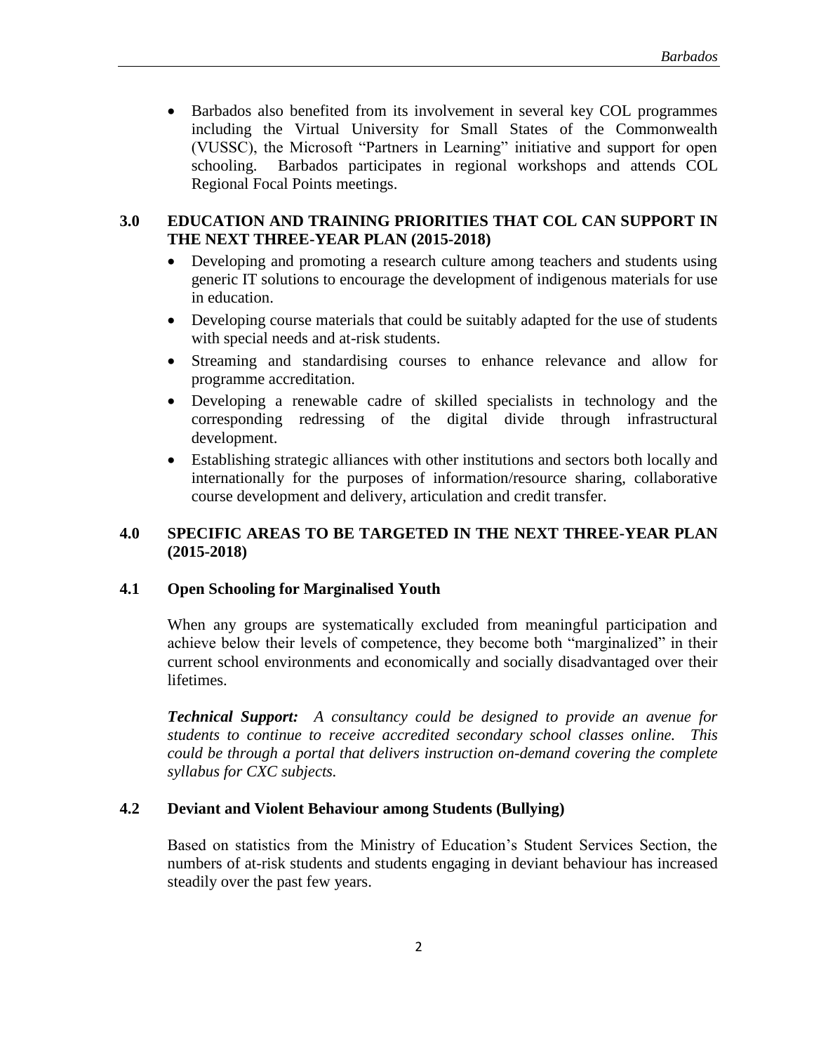- Barbados also benefited from its involvement in several key COL programmes including the Virtual University for Small States of the Commonwealth (VUSSC), the Microsoft "Partners in Learning" initiative and support for open schooling. Barbados participates in regional workshops and attends COL Regional Focal Points meetings.

## 3.0 EDUCATION AND TRAINING PRIORITIES THAT COL CAN SUPPORT IN THE NEXT THREE-YEAR PLAN (2015-2018)

- Developing and promoting a research culture among teachers and students using generic IT solutions to encourage the development of indigenous materials for use in education.
- Developing course materials that could be suitably adapted for the use of students with special needs and at-risk students.
- Streaming and standardising courses to enhance relevance and allow for programme accreditation.
- Developing a renewable cadre of skilled specialists in technology and the corresponding redressing of the digital divide through infrastructural development.
- Establishing strategic alliances with other institutions and sectors both locally and internationally for the purposes of information/resource sharing, collaborative course development and delivery, articulation and credit transfer.

## 4.0 SPECIFIC AREAS TO BE TARGETED IN THE NEXT THREE-YEAR PLAN (2015-2018)

### 4.1 Open Schooling for Marginalised Youth

When any groups are systematically excluded from meaningful participation and achieve below their levels of competence, they become both "marginalized" in their current school environments and economically and socially disadvantaged over their lifetimes.

***Technical Support:*** *A consultancy could be designed to provide an avenue for students to continue to receive accredited secondary school classes online. This could be through a portal that delivers instruction on-demand covering the complete syllabus for CXC subjects.*

### 4.2 Deviant and Violent Behaviour among Students (Bullying)

Based on statistics from the Ministry of Education's Student Services Section, the numbers of at-risk students and students engaging in deviant behaviour has increased steadily over the past few years.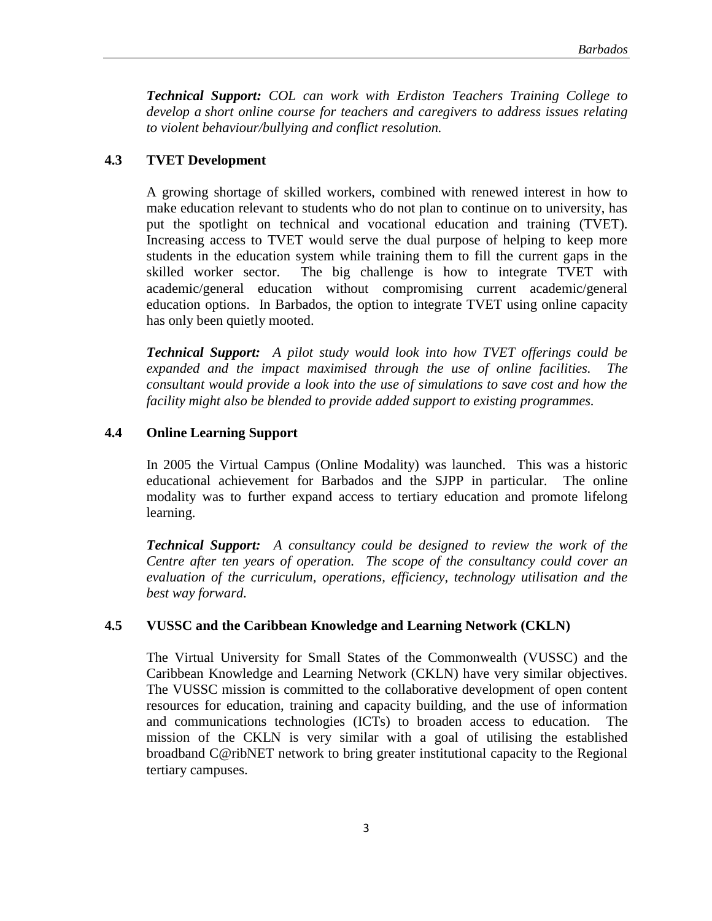***Technical Support:*** *COL can work with Erdiston Teachers Training College to develop a short online course for teachers and caregivers to address issues relating to violent behaviour/bullying and conflict resolution.*

### 4.3 TVET Development

A growing shortage of skilled workers, combined with renewed interest in how to make education relevant to students who do not plan to continue on to university, has put the spotlight on technical and vocational education and training (TVET). Increasing access to TVET would serve the dual purpose of helping to keep more students in the education system while training them to fill the current gaps in the skilled worker sector. The big challenge is how to integrate TVET with academic/general education without compromising current academic/general education options. In Barbados, the option to integrate TVET using online capacity has only been quietly mooted.

***Technical Support:*** *A pilot study would look into how TVET offerings could be expanded and the impact maximised through the use of online facilities. The consultant would provide a look into the use of simulations to save cost and how the facility might also be blended to provide added support to existing programmes.*

### 4.4 Online Learning Support

In 2005 the Virtual Campus (Online Modality) was launched. This was a historic educational achievement for Barbados and the SJPP in particular. The online modality was to further expand access to tertiary education and promote lifelong learning.

***Technical Support:*** *A consultancy could be designed to review the work of the Centre after ten years of operation. The scope of the consultancy could cover an evaluation of the curriculum, operations, efficiency, technology utilisation and the best way forward.*

### 4.5 VUSSC and the Caribbean Knowledge and Learning Network (CKLN)

The Virtual University for Small States of the Commonwealth (VUSSC) and the Caribbean Knowledge and Learning Network (CKLN) have very similar objectives. The VUSSC mission is committed to the collaborative development of open content resources for education, training and capacity building, and the use of information and communications technologies (ICTs) to broaden access to education. The mission of the CKLN is very similar with a goal of utilising the established broadband C@ribNET network to bring greater institutional capacity to the Regional tertiary campuses.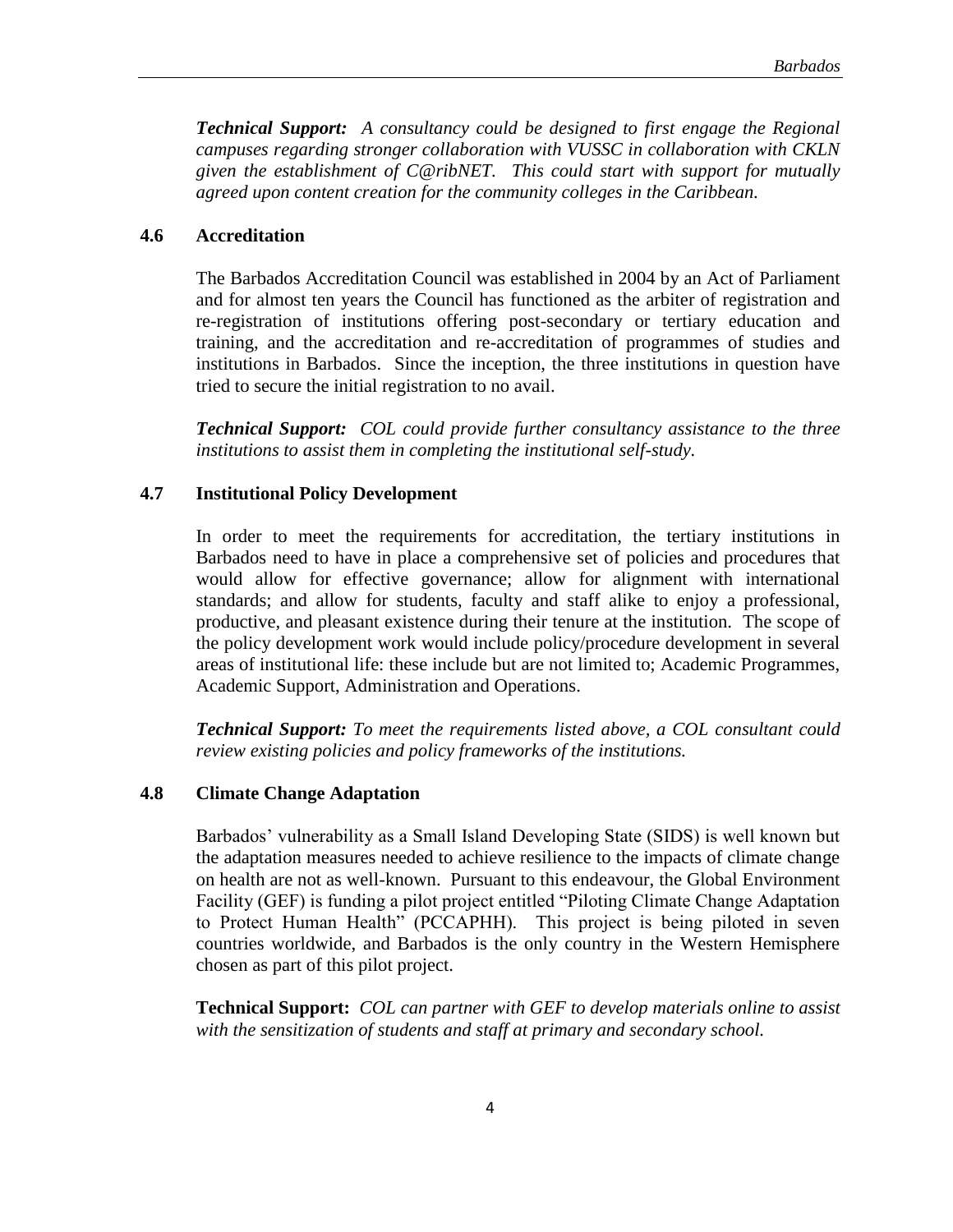***Technical Support:*** *A consultancy could be designed to first engage the Regional campuses regarding stronger collaboration with VUSSC in collaboration with CKLN given the establishment of C@ribNET. This could start with support for mutually agreed upon content creation for the community colleges in the Caribbean.*

### 4.6 Accreditation

The Barbados Accreditation Council was established in 2004 by an Act of Parliament and for almost ten years the Council has functioned as the arbiter of registration and re-registration of institutions offering post-secondary or tertiary education and training, and the accreditation and re-accreditation of programmes of studies and institutions in Barbados. Since the inception, the three institutions in question have tried to secure the initial registration to no avail.

***Technical Support:*** *COL could provide further consultancy assistance to the three institutions to assist them in completing the institutional self-study.*

### 4.7 Institutional Policy Development

In order to meet the requirements for accreditation, the tertiary institutions in Barbados need to have in place a comprehensive set of policies and procedures that would allow for effective governance; allow for alignment with international standards; and allow for students, faculty and staff alike to enjoy a professional, productive, and pleasant existence during their tenure at the institution. The scope of the policy development work would include policy/procedure development in several areas of institutional life: these include but are not limited to; Academic Programmes, Academic Support, Administration and Operations.

***Technical Support:*** *To meet the requirements listed above, a COL consultant could review existing policies and policy frameworks of the institutions.*

### 4.8 Climate Change Adaptation

Barbados' vulnerability as a Small Island Developing State (SIDS) is well known but the adaptation measures needed to achieve resilience to the impacts of climate change on health are not as well-known. Pursuant to this endeavour, the Global Environment Facility (GEF) is funding a pilot project entitled "Piloting Climate Change Adaptation to Protect Human Health" (PCCAPHH). This project is being piloted in seven countries worldwide, and Barbados is the only country in the Western Hemisphere chosen as part of this pilot project.

**Technical Support:** *COL can partner with GEF to develop materials online to assist with the sensitization of students and staff at primary and secondary school.*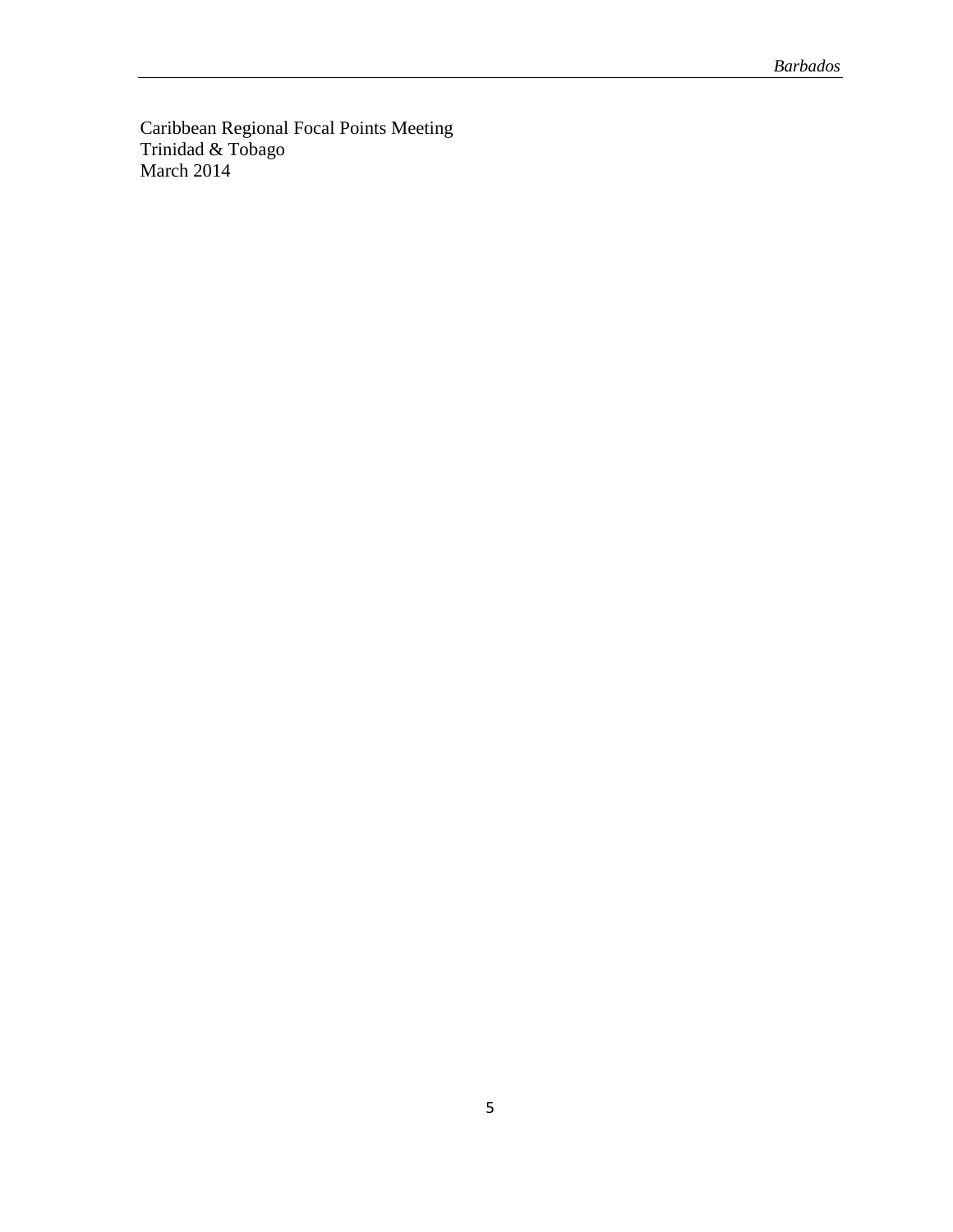Caribbean Regional Focal Points Meeting
Trinidad & Tobago
March 2014